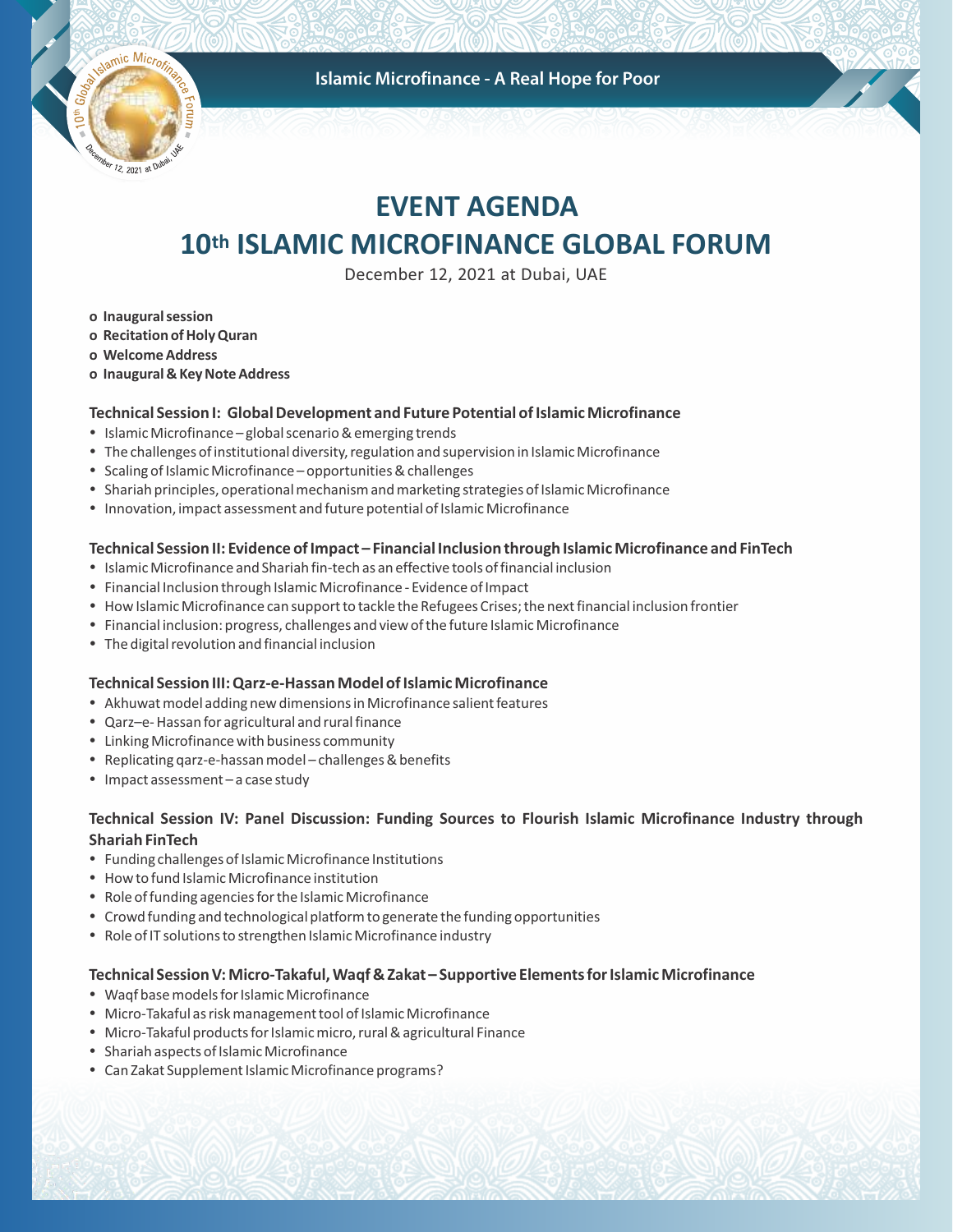Islamic Microfinance - A Real Hope for Poor

# EVENT AGENDA

# 10th ISLAMIC MICROFINANCE GLOBAL FORUM

December 12, 2021 at Dubai, UAE

- **Inaugural session**
- **Recitation of Holy Quran**
- **Welcome Address**
- **Inaugural & Key Note Address**

### Technical Session I: Global Development and Future Potential of Islamic Microfinance

- Islamic Microfinance – global scenario & emerging trends
- The challenges of institutional diversity, regulation and supervision in Islamic Microfinance
- Scaling of Islamic Microfinance – opportunities & challenges
- Shariah principles, operational mechanism and marketing strategies of Islamic Microfinance
- Innovation, impact assessment and future potential of Islamic Microfinance

### Technical Session II: Evidence of Impact – Financial Inclusion through Islamic Microfinance and FinTech

- Islamic Microfinance and Shariah fin-tech as an effective tools of financial inclusion
- Financial Inclusion through Islamic Microfinance - Evidence of Impact
- How Islamic Microfinance can support to tackle the Refugees Crises; the next financial inclusion frontier
- Financial inclusion: progress, challenges and view of the future Islamic Microfinance
- The digital revolution and financial inclusion

### Technical Session III: Qarz-e-Hassan Model of Islamic Microfinance

- Akhuwat model adding new dimensions in Microfinance salient features
- Qarz–e- Hassan for agricultural and rural finance
- Linking Microfinance with business community
- Replicating qarz-e-hassan model – challenges & benefits
- Impact assessment – a case study

### Technical Session IV: Panel Discussion: Funding Sources to Flourish Islamic Microfinance Industry through Shariah FinTech

- Funding challenges of Islamic Microfinance Institutions
- How to fund Islamic Microfinance institution
- Role of funding agencies for the Islamic Microfinance
- Crowd funding and technological platform to generate the funding opportunities
- Role of IT solutions to strengthen Islamic Microfinance industry

### Technical Session V: Micro-Takaful, Waqf & Zakat – Supportive Elements for Islamic Microfinance

- Waqf base models for Islamic Microfinance
- Micro-Takaful as risk management tool of Islamic Microfinance
- Micro-Takaful products for Islamic micro, rural & agricultural Finance
- Shariah aspects of Islamic Microfinance
- Can Zakat Supplement Islamic Microfinance programs?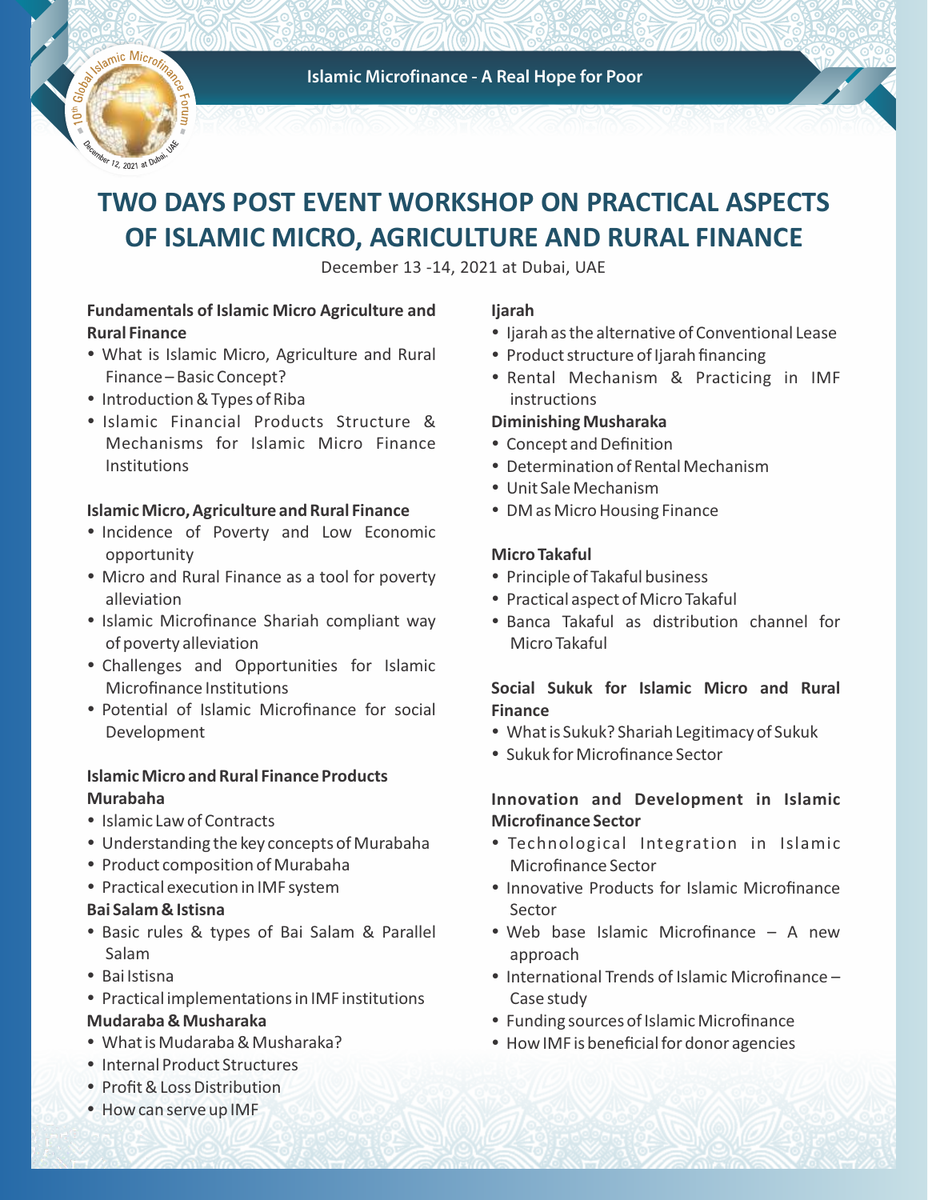# TWO DAYS POST EVENT WORKSHOP ON PRACTICAL ASPECTS OF ISLAMIC MICRO, AGRICULTURE AND RURAL FINANCE

December 13 -14, 2021 at Dubai, UAE

**Fundamentals of Islamic Micro Agriculture and Rural Finance**

- What is Islamic Micro, Agriculture and Rural Finance – Basic Concept?
- Introduction & Types of Riba
- Islamic Financial Products Structure & Mechanisms for Islamic Micro Finance Institutions

**Islamic Micro, Agriculture and Rural Finance**

- Incidence of Poverty and Low Economic opportunity
- Micro and Rural Finance as a tool for poverty alleviation
- Islamic Microfinance Shariah compliant way of poverty alleviation
- Challenges and Opportunities for Islamic Microfinance Institutions
- Potential of Islamic Microfinance for social Development

**Islamic Micro and Rural Finance Products**

**Murabaha**

- Islamic Law of Contracts
- Understanding the key concepts of Murabaha
- Product composition of Murabaha
- Practical execution in IMF system

**Bai Salam & Istisna**

- Basic rules & types of Bai Salam & Parallel Salam
- Bai Istisna
- Practical implementations in IMF institutions

**Mudaraba & Musharaka**

- What is Mudaraba & Musharaka?
- Internal Product Structures
- Profit & Loss Distribution
- How can serve up IMF

**Ijarah**

- Ijarah as the alternative of Conventional Lease
- Product structure of Ijarah financing
- Rental Mechanism & Practicing in IMF instructions

**Diminishing Musharaka**

- Concept and Definition
- Determination of Rental Mechanism
- Unit Sale Mechanism
- DM as Micro Housing Finance

**Micro Takaful**

- Principle of Takaful business
- Practical aspect of Micro Takaful
- Banca Takaful as distribution channel for Micro Takaful

**Social Sukuk for Islamic Micro and Rural Finance**

- What is Sukuk? Shariah Legitimacy of Sukuk
- Sukuk for Microfinance Sector

**Innovation and Development in Islamic Microfinance Sector**

- Technological Integration in Islamic Microfinance Sector
- Innovative Products for Islamic Microfinance Sector
- Web base Islamic Microfinance – A new approach
- International Trends of Islamic Microfinance – Case study
- Funding sources of Islamic Microfinance
- How IMF is beneficial for donor agencies